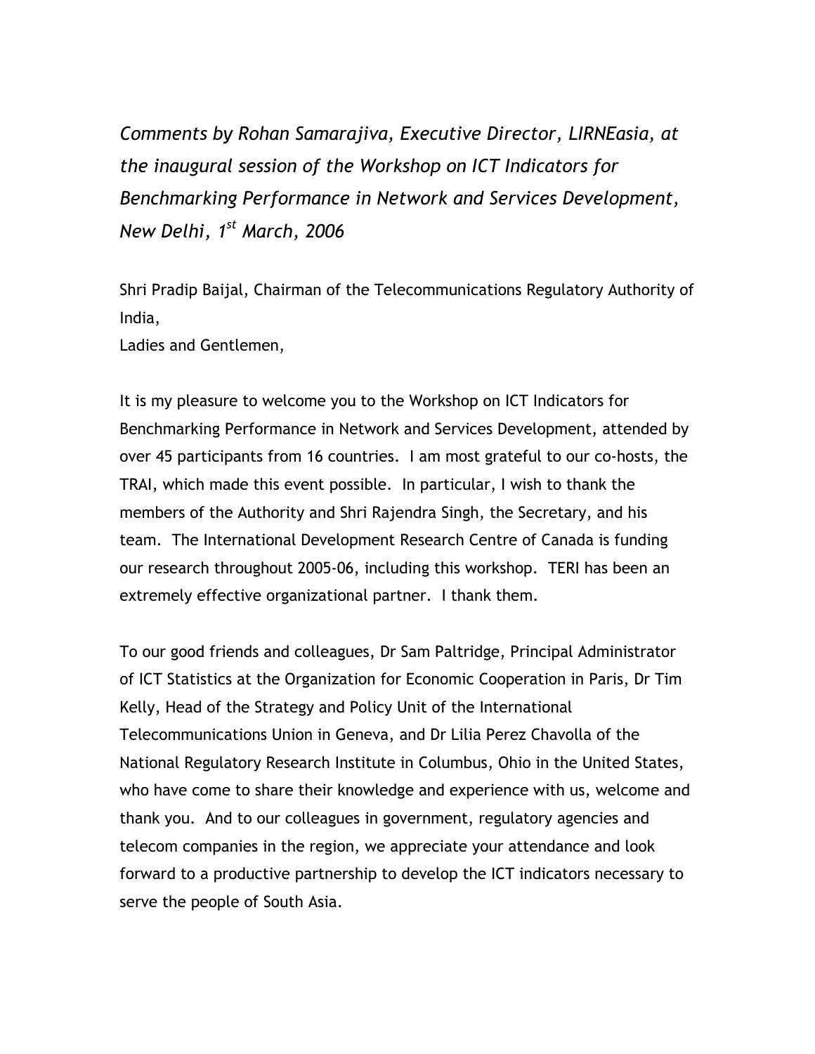*Comments by Rohan Samarajiva, Executive Director, LIRNEasia, at the inaugural session of the Workshop on ICT Indicators for Benchmarking Performance in Network and Services Development, New Delhi, 1st March, 2006*

Shri Pradip Baijal, Chairman of the Telecommunications Regulatory Authority of India,
Ladies and Gentlemen,

It is my pleasure to welcome you to the Workshop on ICT Indicators for Benchmarking Performance in Network and Services Development, attended by over 45 participants from 16 countries. I am most grateful to our co-hosts, the TRAI, which made this event possible. In particular, I wish to thank the members of the Authority and Shri Rajendra Singh, the Secretary, and his team. The International Development Research Centre of Canada is funding our research throughout 2005-06, including this workshop. TERI has been an extremely effective organizational partner. I thank them.

To our good friends and colleagues, Dr Sam Paltridge, Principal Administrator of ICT Statistics at the Organization for Economic Cooperation in Paris, Dr Tim Kelly, Head of the Strategy and Policy Unit of the International Telecommunications Union in Geneva, and Dr Lilia Perez Chavolla of the National Regulatory Research Institute in Columbus, Ohio in the United States, who have come to share their knowledge and experience with us, welcome and thank you. And to our colleagues in government, regulatory agencies and telecom companies in the region, we appreciate your attendance and look forward to a productive partnership to develop the ICT indicators necessary to serve the people of South Asia.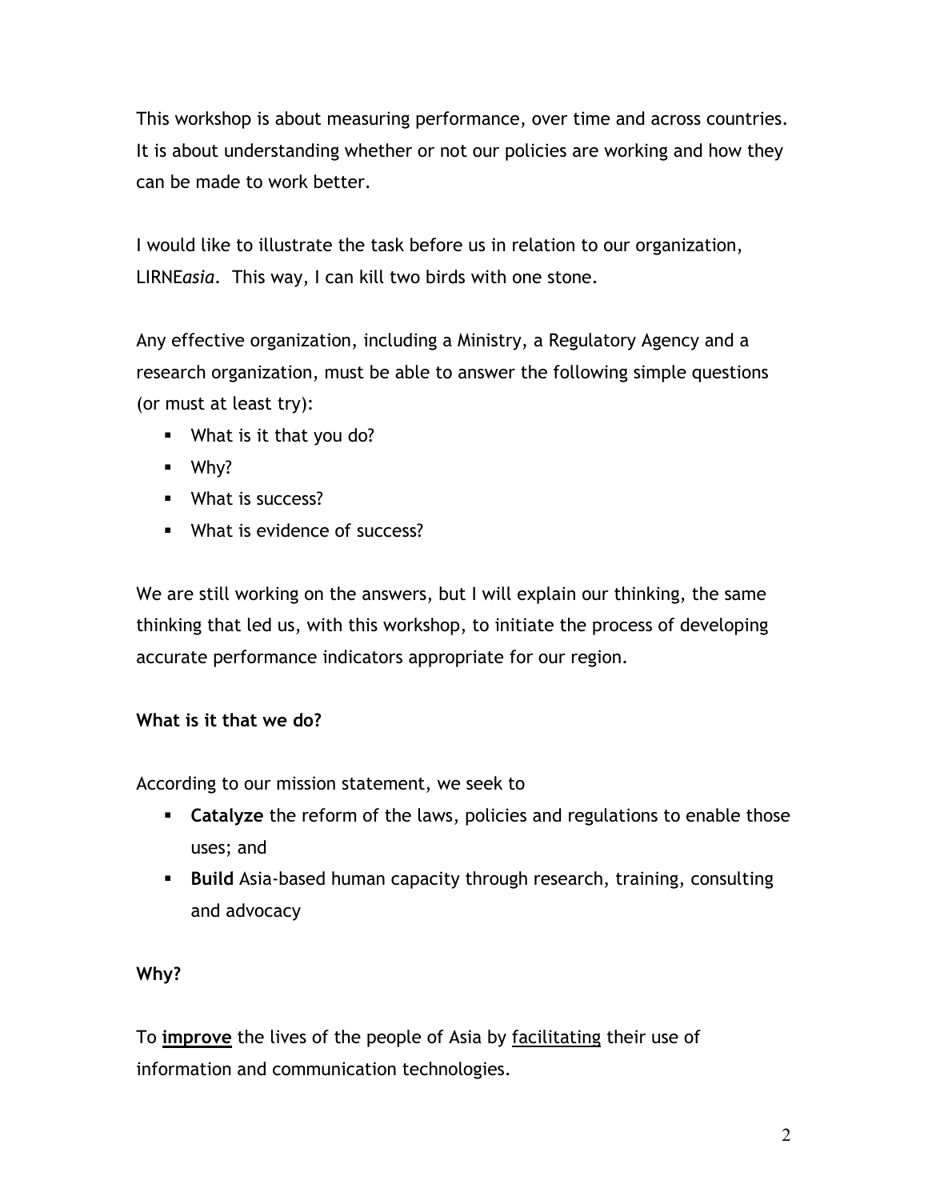This workshop is about measuring performance, over time and across countries. It is about understanding whether or not our policies are working and how they can be made to work better.

I would like to illustrate the task before us in relation to our organization, LIRNE*asia*. This way, I can kill two birds with one stone.

Any effective organization, including a Ministry, a Regulatory Agency and a research organization, must be able to answer the following simple questions (or must at least try):

- What is it that you do?
- Why?
- What is success?
- What is evidence of success?

We are still working on the answers, but I will explain our thinking, the same thinking that led us, with this workshop, to initiate the process of developing accurate performance indicators appropriate for our region.

**What is it that we do?**

According to our mission statement, we seek to

- **Catalyze** the reform of the laws, policies and regulations to enable those uses; and
- **Build** Asia-based human capacity through research, training, consulting and advocacy

**Why?**

To <u>**improve**</u> the lives of the people of Asia by <u>facilitating</u> their use of information and communication technologies.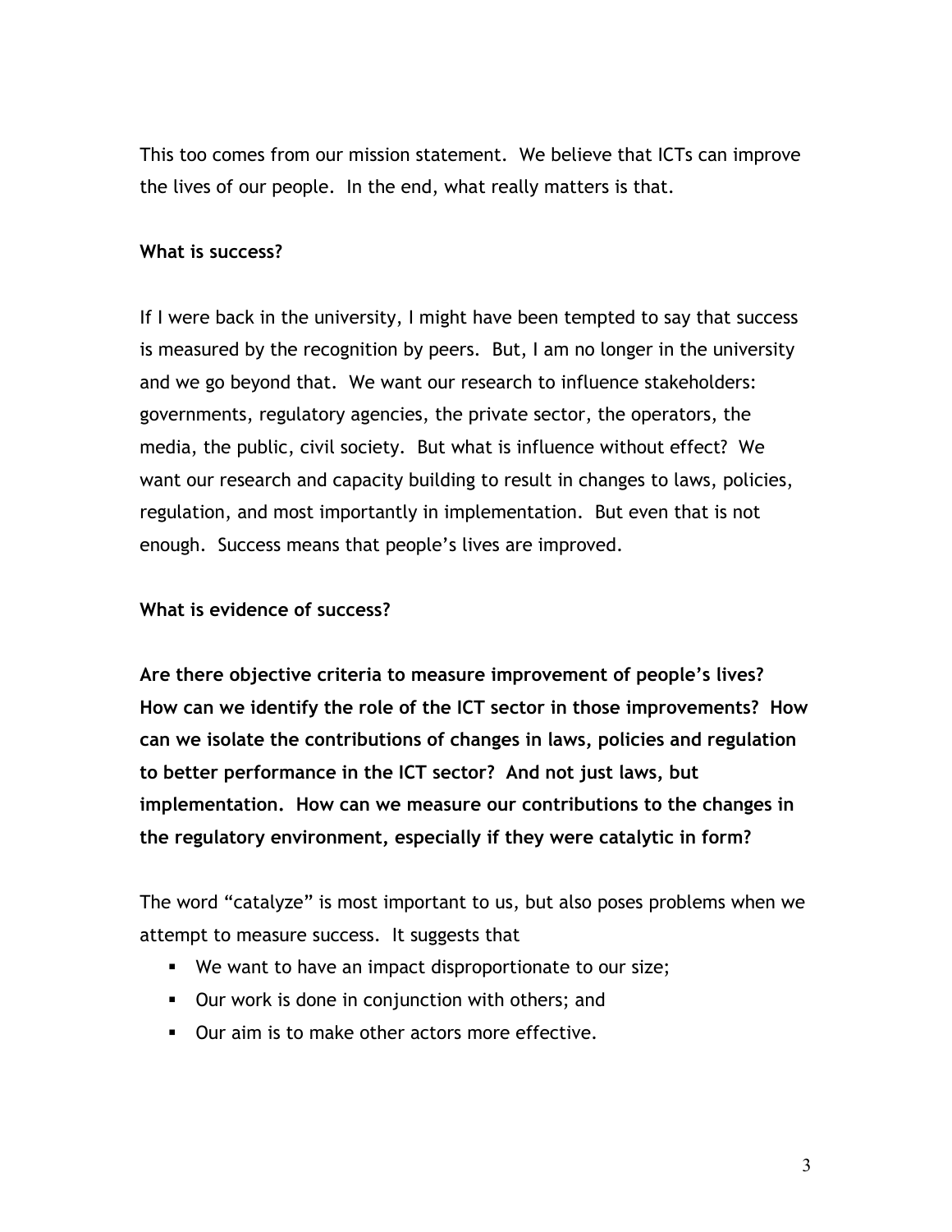This too comes from our mission statement. We believe that ICTs can improve the lives of our people. In the end, what really matters is that.

**What is success?**

If I were back in the university, I might have been tempted to say that success is measured by the recognition by peers. But, I am no longer in the university and we go beyond that. We want our research to influence stakeholders: governments, regulatory agencies, the private sector, the operators, the media, the public, civil society. But what is influence without effect? We want our research and capacity building to result in changes to laws, policies, regulation, and most importantly in implementation. But even that is not enough. Success means that people's lives are improved.

**What is evidence of success?**

**Are there objective criteria to measure improvement of people's lives? How can we identify the role of the ICT sector in those improvements? How can we isolate the contributions of changes in laws, policies and regulation to better performance in the ICT sector? And not just laws, but implementation. How can we measure our contributions to the changes in the regulatory environment, especially if they were catalytic in form?**

The word "catalyze" is most important to us, but also poses problems when we attempt to measure success. It suggests that

- We want to have an impact disproportionate to our size;
- Our work is done in conjunction with others; and
- Our aim is to make other actors more effective.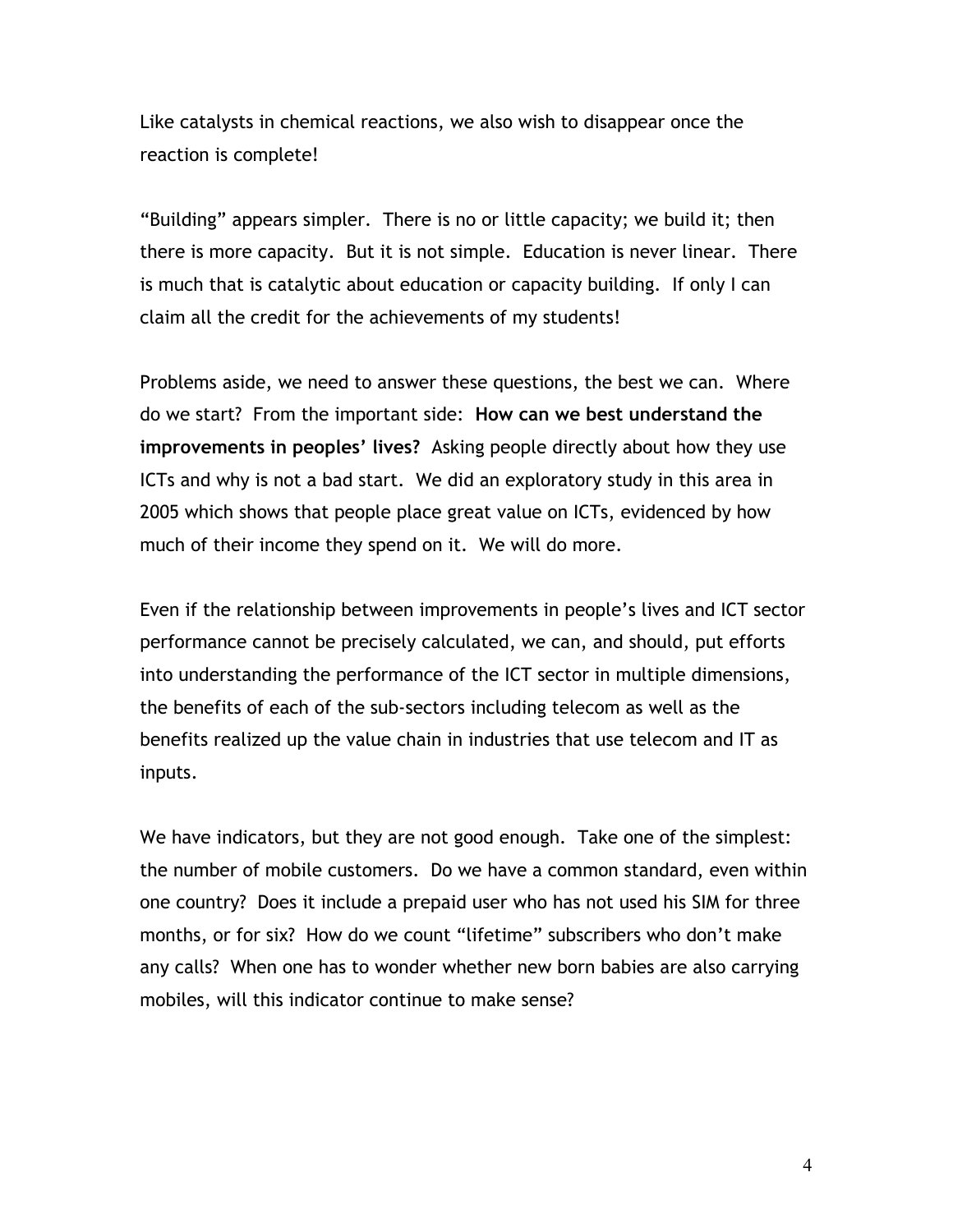Like catalysts in chemical reactions, we also wish to disappear once the reaction is complete!

"Building" appears simpler. There is no or little capacity; we build it; then there is more capacity. But it is not simple. Education is never linear. There is much that is catalytic about education or capacity building. If only I can claim all the credit for the achievements of my students!

Problems aside, we need to answer these questions, the best we can. Where do we start? From the important side: **How can we best understand the improvements in peoples' lives?** Asking people directly about how they use ICTs and why is not a bad start. We did an exploratory study in this area in 2005 which shows that people place great value on ICTs, evidenced by how much of their income they spend on it. We will do more.

Even if the relationship between improvements in people's lives and ICT sector performance cannot be precisely calculated, we can, and should, put efforts into understanding the performance of the ICT sector in multiple dimensions, the benefits of each of the sub-sectors including telecom as well as the benefits realized up the value chain in industries that use telecom and IT as inputs.

We have indicators, but they are not good enough. Take one of the simplest: the number of mobile customers. Do we have a common standard, even within one country? Does it include a prepaid user who has not used his SIM for three months, or for six? How do we count "lifetime" subscribers who don't make any calls? When one has to wonder whether new born babies are also carrying mobiles, will this indicator continue to make sense?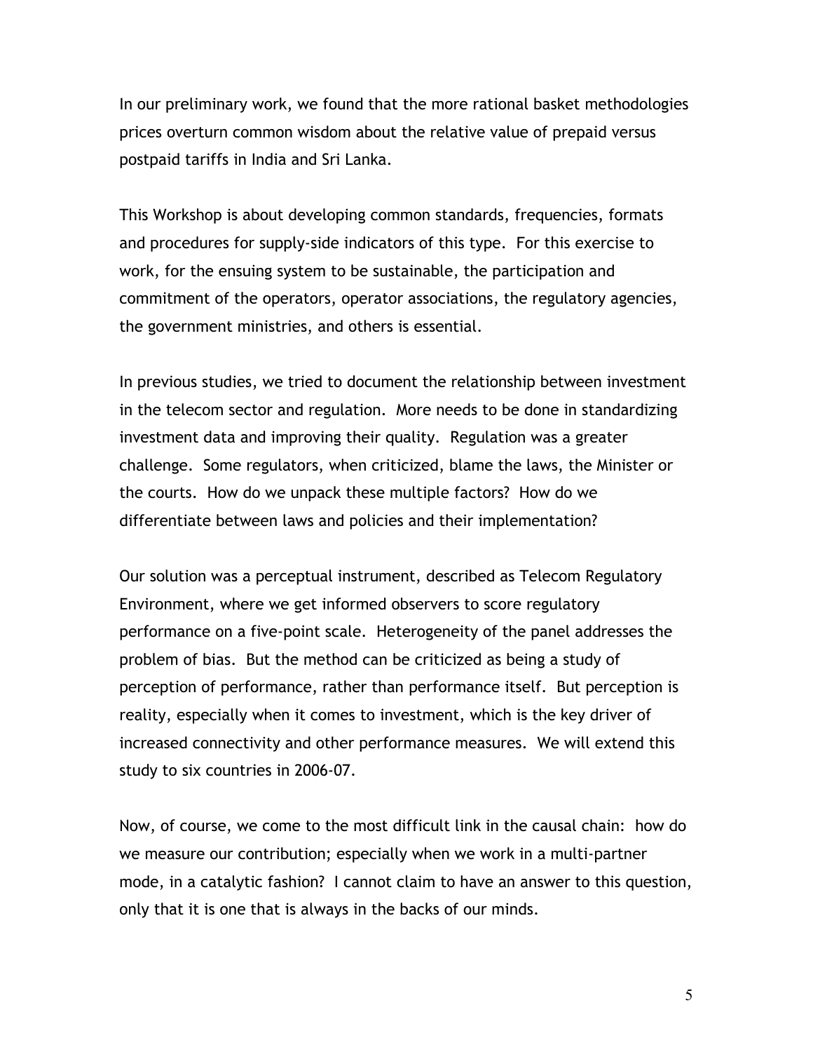In our preliminary work, we found that the more rational basket methodologies prices overturn common wisdom about the relative value of prepaid versus postpaid tariffs in India and Sri Lanka.

This Workshop is about developing common standards, frequencies, formats and procedures for supply-side indicators of this type. For this exercise to work, for the ensuing system to be sustainable, the participation and commitment of the operators, operator associations, the regulatory agencies, the government ministries, and others is essential.

In previous studies, we tried to document the relationship between investment in the telecom sector and regulation. More needs to be done in standardizing investment data and improving their quality. Regulation was a greater challenge. Some regulators, when criticized, blame the laws, the Minister or the courts. How do we unpack these multiple factors? How do we differentiate between laws and policies and their implementation?

Our solution was a perceptual instrument, described as Telecom Regulatory Environment, where we get informed observers to score regulatory performance on a five-point scale. Heterogeneity of the panel addresses the problem of bias. But the method can be criticized as being a study of perception of performance, rather than performance itself. But perception is reality, especially when it comes to investment, which is the key driver of increased connectivity and other performance measures. We will extend this study to six countries in 2006-07.

Now, of course, we come to the most difficult link in the causal chain: how do we measure our contribution; especially when we work in a multi-partner mode, in a catalytic fashion? I cannot claim to have an answer to this question, only that it is one that is always in the backs of our minds.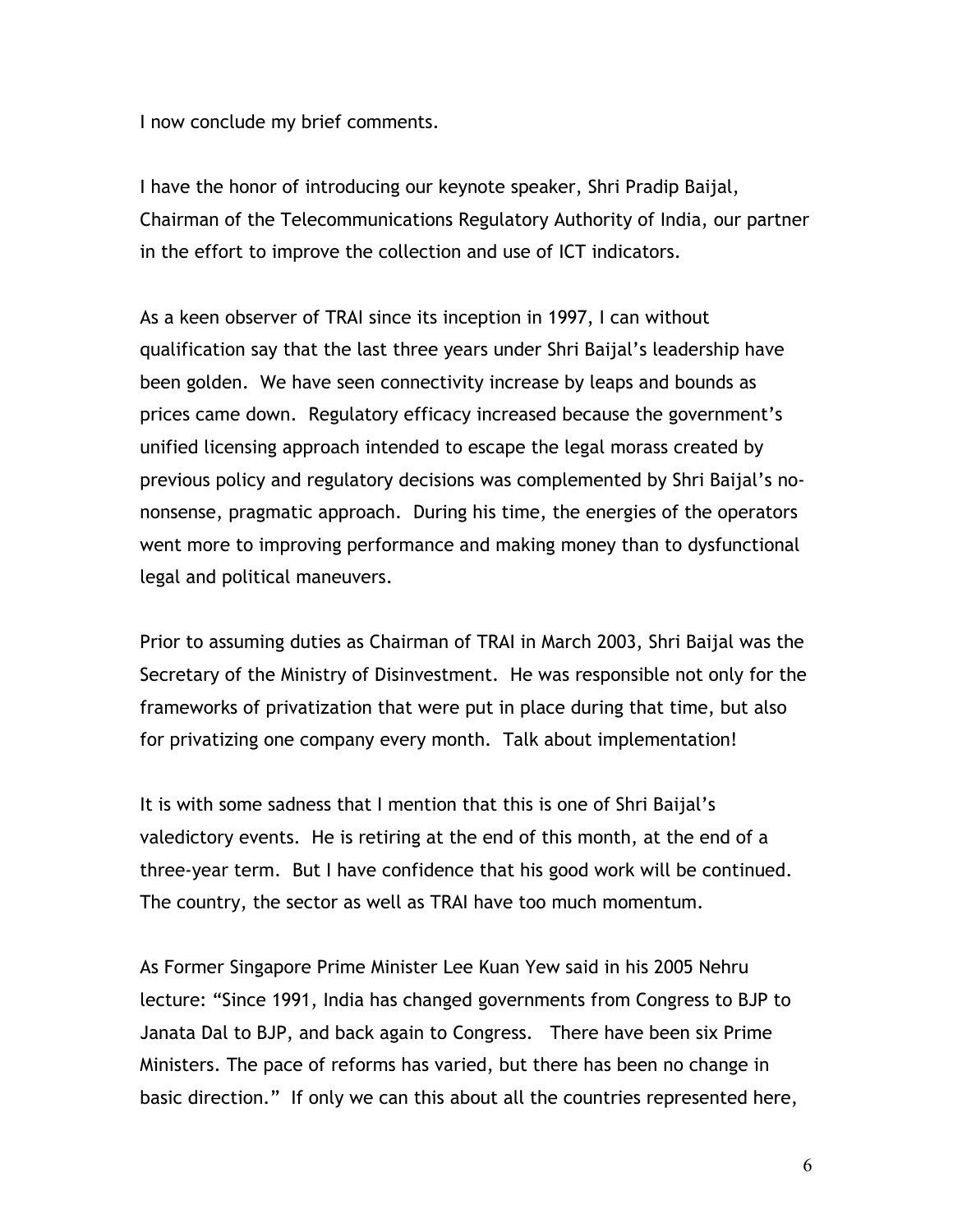I now conclude my brief comments.

I have the honor of introducing our keynote speaker, Shri Pradip Baijal, Chairman of the Telecommunications Regulatory Authority of India, our partner in the effort to improve the collection and use of ICT indicators.

As a keen observer of TRAI since its inception in 1997, I can without qualification say that the last three years under Shri Baijal's leadership have been golden. We have seen connectivity increase by leaps and bounds as prices came down. Regulatory efficacy increased because the government's unified licensing approach intended to escape the legal morass created by previous policy and regulatory decisions was complemented by Shri Baijal's no-nonsense, pragmatic approach. During his time, the energies of the operators went more to improving performance and making money than to dysfunctional legal and political maneuvers.

Prior to assuming duties as Chairman of TRAI in March 2003, Shri Baijal was the Secretary of the Ministry of Disinvestment. He was responsible not only for the frameworks of privatization that were put in place during that time, but also for privatizing one company every month. Talk about implementation!

It is with some sadness that I mention that this is one of Shri Baijal's valedictory events. He is retiring at the end of this month, at the end of a three-year term. But I have confidence that his good work will be continued. The country, the sector as well as TRAI have too much momentum.

As Former Singapore Prime Minister Lee Kuan Yew said in his 2005 Nehru lecture: "Since 1991, India has changed governments from Congress to BJP to Janata Dal to BJP, and back again to Congress. There have been six Prime Ministers. The pace of reforms has varied, but there has been no change in basic direction." If only we can this about all the countries represented here,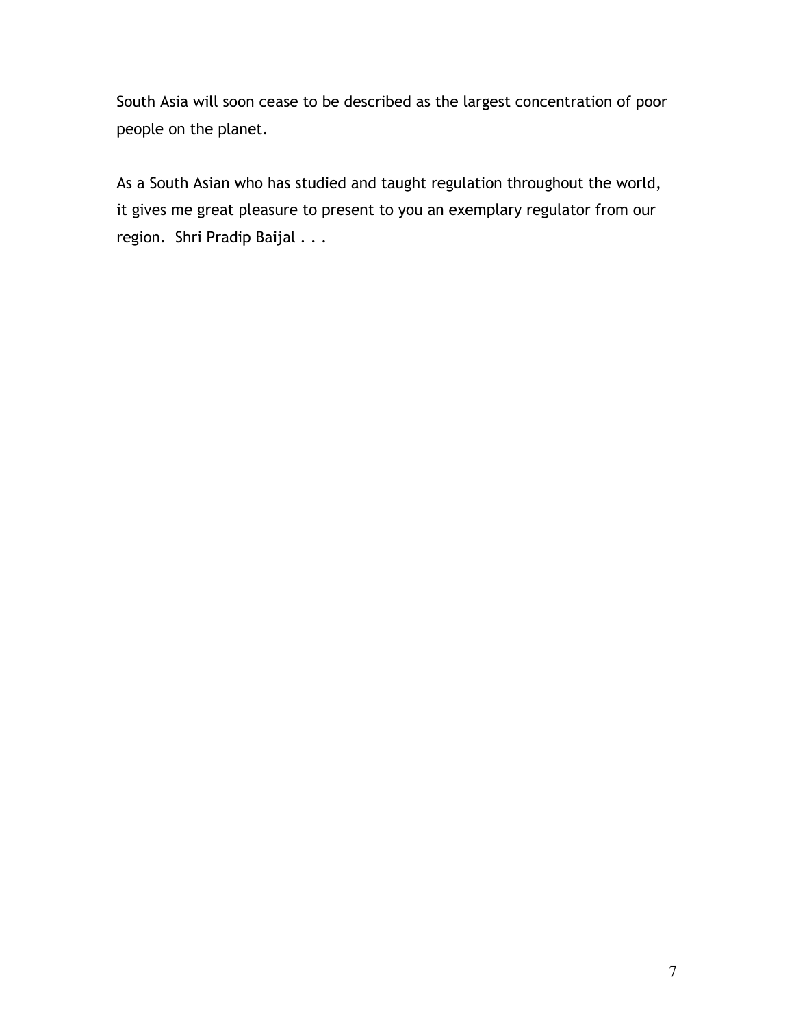South Asia will soon cease to be described as the largest concentration of poor people on the planet.

As a South Asian who has studied and taught regulation throughout the world, it gives me great pleasure to present to you an exemplary regulator from our region. Shri Pradip Baijal . . .